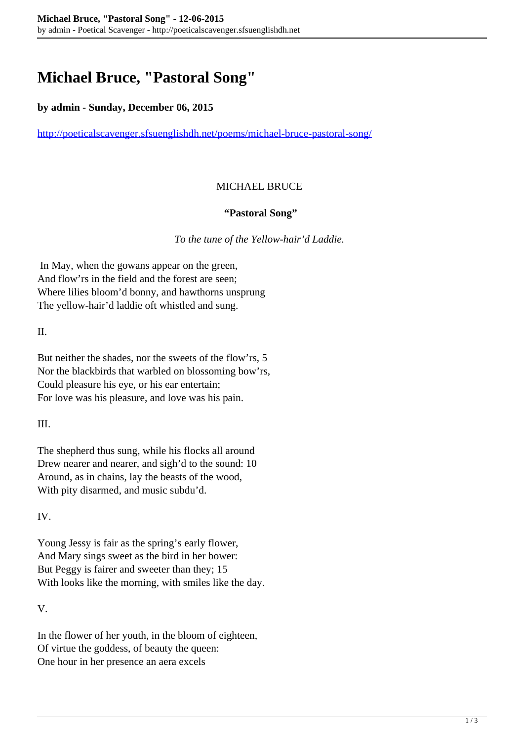# Michael Bruce, "Pastoral Song"

**by admin - Sunday, December 06, 2015**

http://poeticalscavenger.sfsuenglishdh.net/poems/michael-bruce-pastoral-song/

MICHAEL BRUCE

**"Pastoral Song"**

*To the tune of the Yellow-hair'd Laddie.*

In May, when the gowans appear on the green,
And flow'rs in the field and the forest are seen;
Where lilies bloom'd bonny, and hawthorns unsprung
The yellow-hair'd laddie oft whistled and sung.

II.

But neither the shades, nor the sweets of the flow'rs, 5
Nor the blackbirds that warbled on blossoming bow'rs,
Could pleasure his eye, or his ear entertain;
For love was his pleasure, and love was his pain.

III.

The shepherd thus sung, while his flocks all around
Drew nearer and nearer, and sigh'd to the sound: 10
Around, as in chains, lay the beasts of the wood,
With pity disarmed, and music subdu'd.

IV.

Young Jessy is fair as the spring's early flower,
And Mary sings sweet as the bird in her bower:
But Peggy is fairer and sweeter than they; 15
With looks like the morning, with smiles like the day.

V.

In the flower of her youth, in the bloom of eighteen,
Of virtue the goddess, of beauty the queen:
One hour in her presence an aera excels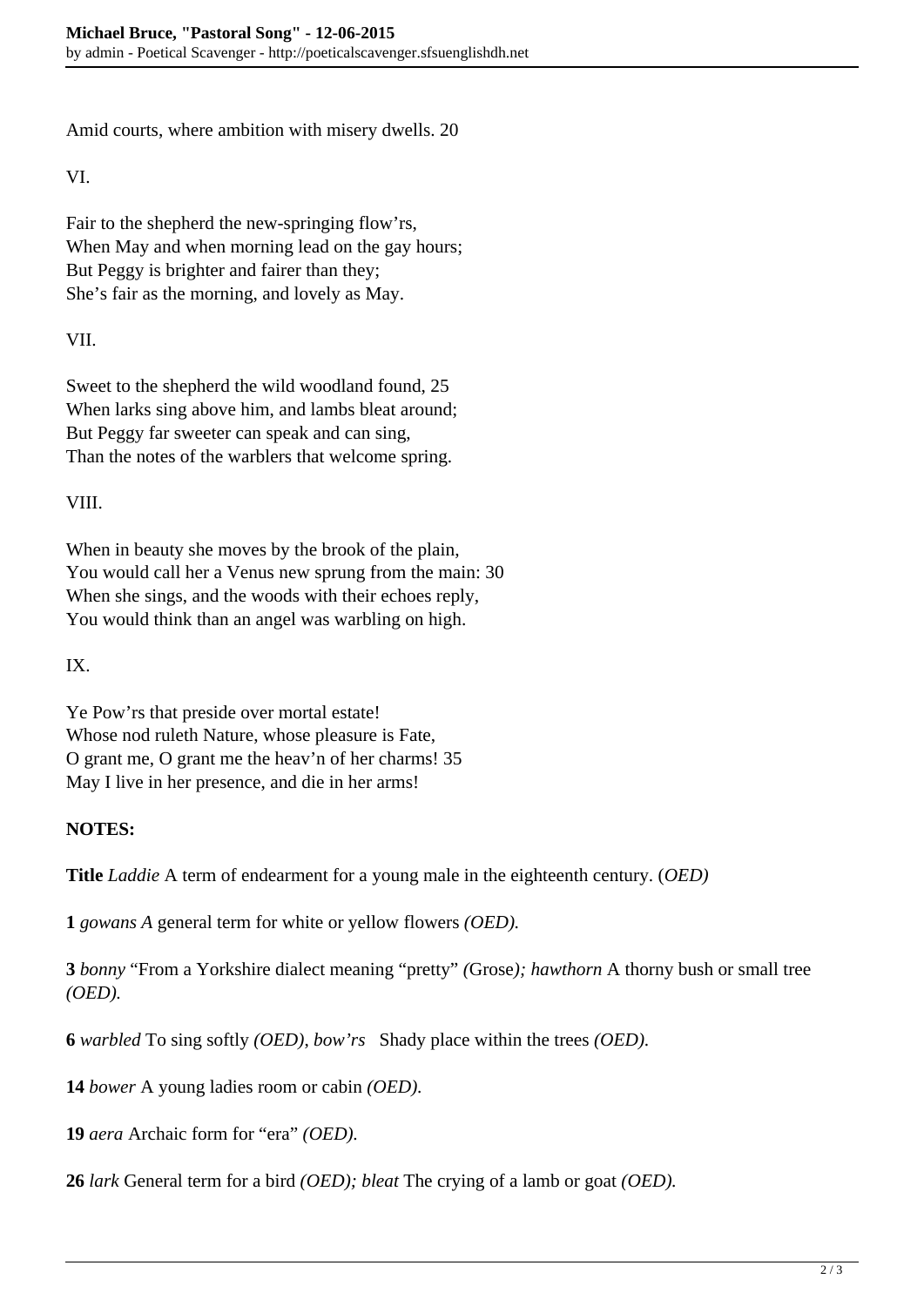Amid courts, where ambition with misery dwells. 20

VI.

Fair to the shepherd the new-springing flow'rs,
When May and when morning lead on the gay hours;
But Peggy is brighter and fairer than they;
She's fair as the morning, and lovely as May.

VII.

Sweet to the shepherd the wild woodland found, 25
When larks sing above him, and lambs bleat around;
But Peggy far sweeter can speak and can sing,
Than the notes of the warblers that welcome spring.

VIII.

When in beauty she moves by the brook of the plain,
You would call her a Venus new sprung from the main: 30
When she sings, and the woods with their echoes reply,
You would think than an angel was warbling on high.

IX.

Ye Pow'rs that preside over mortal estate!
Whose nod ruleth Nature, whose pleasure is Fate,
O grant me, O grant me the heav'n of her charms! 35
May I live in her presence, and die in her arms!

**NOTES:**

**Title** *Laddie* A term of endearment for a young male in the eighteenth century. (*OED)*

**1** *gowans A* general term for white or yellow flowers *(OED).*

**3** *bonny* "From a Yorkshire dialect meaning "pretty" *(*Grose*); hawthorn* A thorny bush or small tree *(OED).*

**6** *warbled* To sing softly *(OED), bow'rs* Shady place within the trees *(OED).*

**14** *bower* A young ladies room or cabin *(OED).*

**19** *aera* Archaic form for "era" *(OED).*

**26** *lark* General term for a bird *(OED); bleat* The crying of a lamb or goat *(OED).*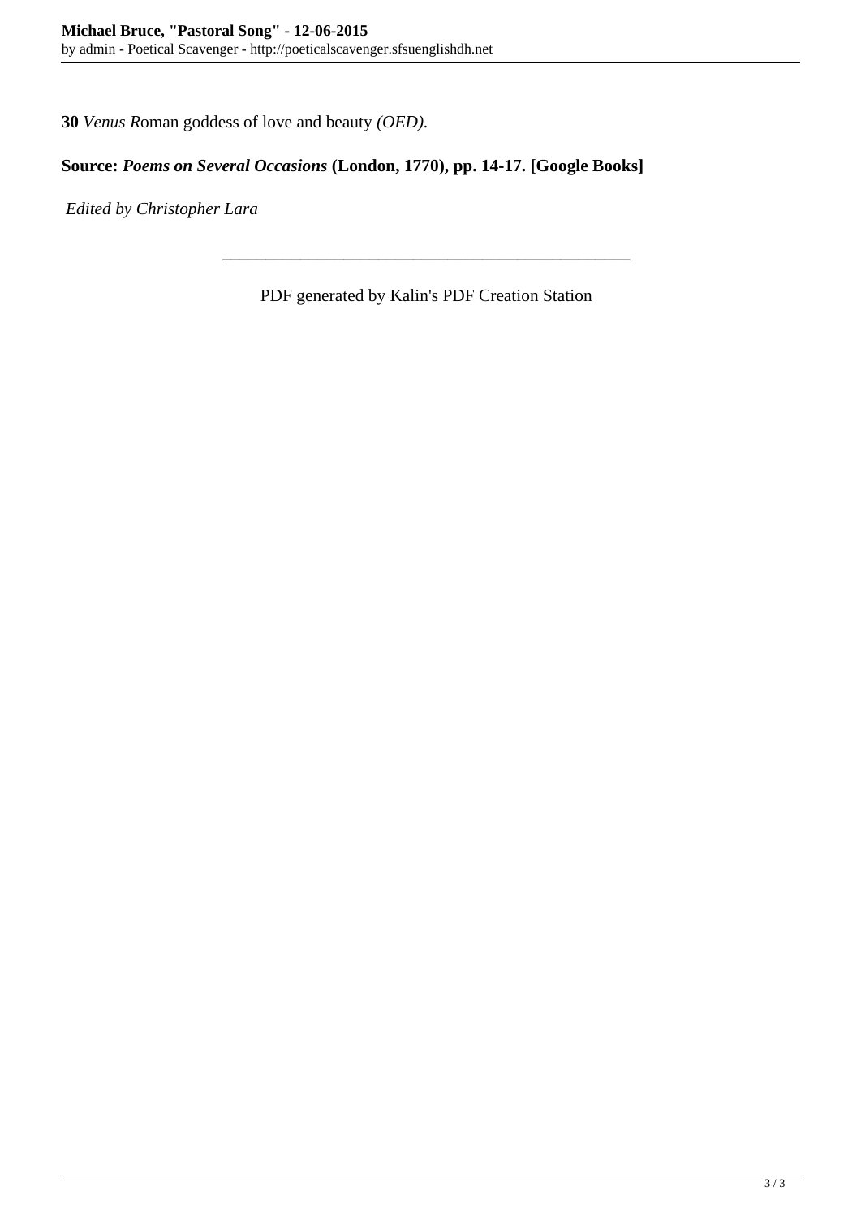**30** *Venus R*oman goddess of love and beauty *(OED).*

**Source:** ***Poems on Several Occasions*** **(London, 1770), pp. 14-17. [Google Books]**

*Edited by Christopher Lara*

---

PDF generated by Kalin's PDF Creation Station